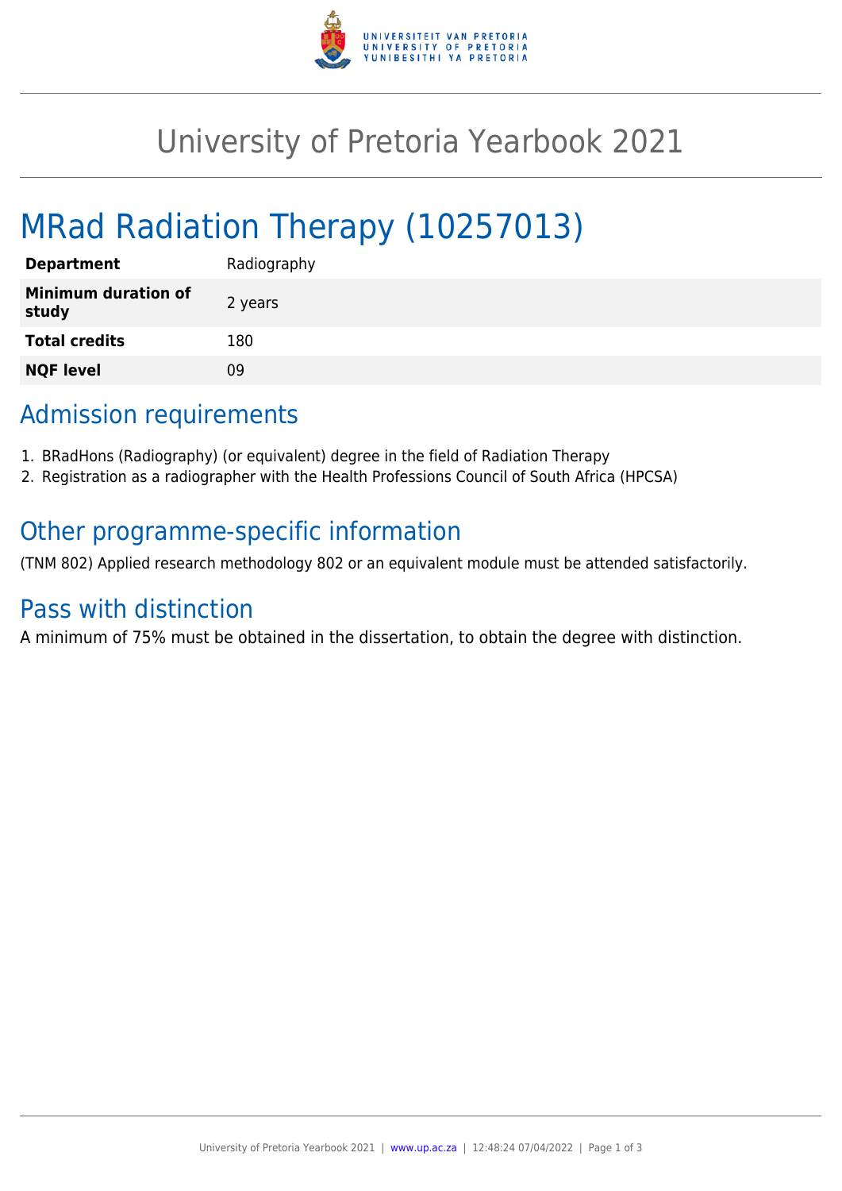# University of Pretoria Yearbook 2021

# MRad Radiation Therapy (10257013)

| | |
|---|---|
| **Department** | Radiography |
| **Minimum duration of study** | 2 years |
| **Total credits** | 180 |
| **NQF level** | 09 |

## Admission requirements

1. BRadHons (Radiography) (or equivalent) degree in the field of Radiation Therapy
2. Registration as a radiographer with the Health Professions Council of South Africa (HPCSA)

## Other programme-specific information

(TNM 802) Applied research methodology 802 or an equivalent module must be attended satisfactorily.

## Pass with distinction

A minimum of 75% must be obtained in the dissertation, to obtain the degree with distinction.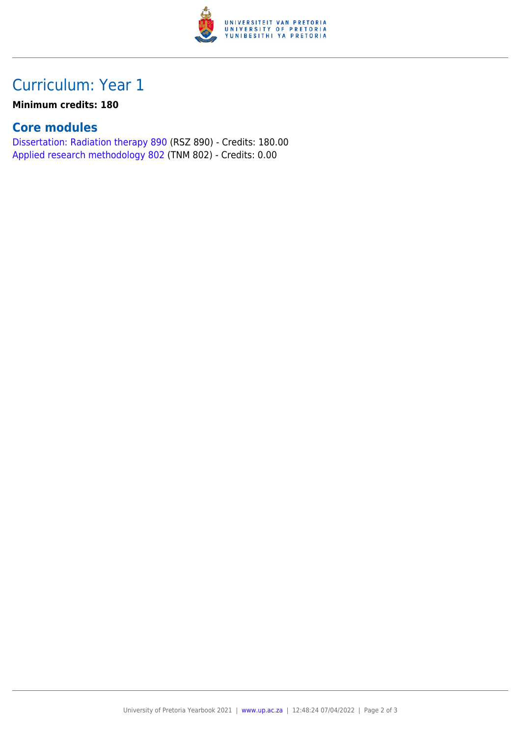# Curriculum: Year 1

**Minimum credits: 180**

## Core modules

Dissertation: Radiation therapy 890 (RSZ 890) - Credits: 180.00
Applied research methodology 802 (TNM 802) - Credits: 0.00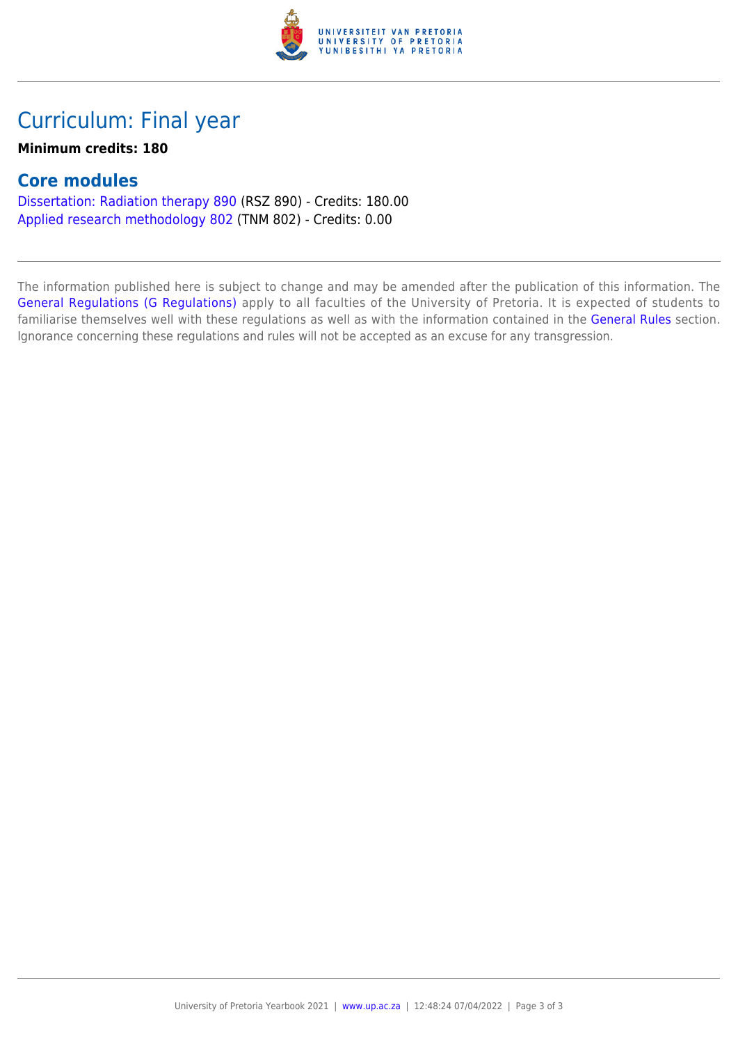# Curriculum: Final year

**Minimum credits: 180**

## Core modules

Dissertation: Radiation therapy 890 (RSZ 890) - Credits: 180.00
Applied research methodology 802 (TNM 802) - Credits: 0.00

The information published here is subject to change and may be amended after the publication of this information. The General Regulations (G Regulations) apply to all faculties of the University of Pretoria. It is expected of students to familiarise themselves well with these regulations as well as with the information contained in the General Rules section. Ignorance concerning these regulations and rules will not be accepted as an excuse for any transgression.